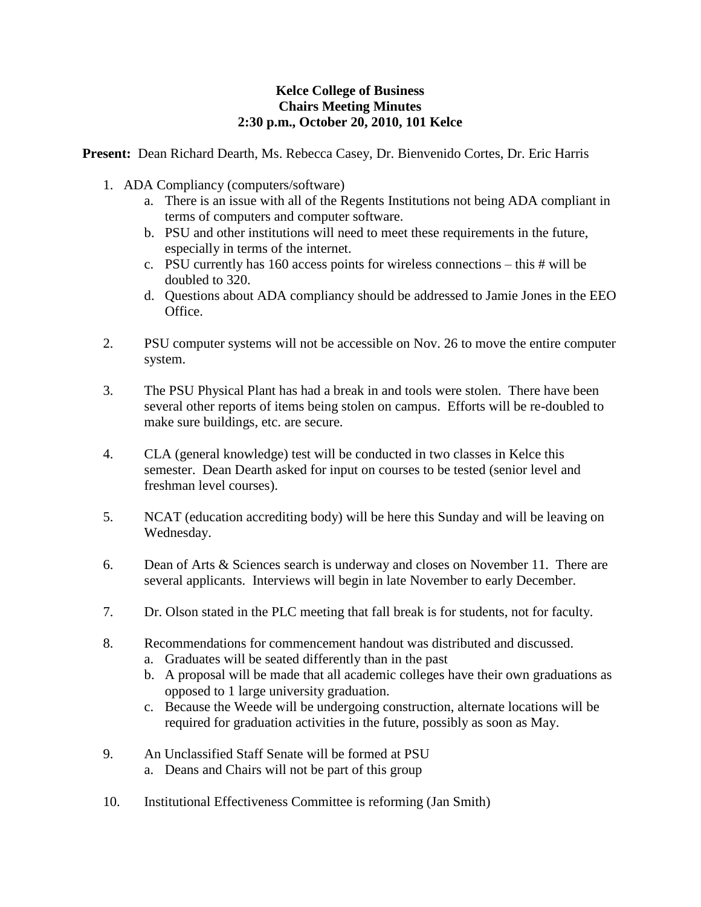**Kelce College of Business**
**Chairs Meeting Minutes**
**2:30 p.m., October 20, 2010, 101 Kelce**

**Present:** Dean Richard Dearth, Ms. Rebecca Casey, Dr. Bienvenido Cortes, Dr. Eric Harris

1. ADA Compliancy (computers/software)
    a. There is an issue with all of the Regents Institutions not being ADA compliant in terms of computers and computer software.
    b. PSU and other institutions will need to meet these requirements in the future, especially in terms of the internet.
    c. PSU currently has 160 access points for wireless connections – this # will be doubled to 320.
    d. Questions about ADA compliancy should be addressed to Jamie Jones in the EEO Office.

2. PSU computer systems will not be accessible on Nov. 26 to move the entire computer system.

3. The PSU Physical Plant has had a break in and tools were stolen. There have been several other reports of items being stolen on campus. Efforts will be re-doubled to make sure buildings, etc. are secure.

4. CLA (general knowledge) test will be conducted in two classes in Kelce this semester. Dean Dearth asked for input on courses to be tested (senior level and freshman level courses).

5. NCAT (education accrediting body) will be here this Sunday and will be leaving on Wednesday.

6. Dean of Arts & Sciences search is underway and closes on November 11. There are several applicants. Interviews will begin in late November to early December.

7. Dr. Olson stated in the PLC meeting that fall break is for students, not for faculty.

8. Recommendations for commencement handout was distributed and discussed.
    a. Graduates will be seated differently than in the past
    b. A proposal will be made that all academic colleges have their own graduations as opposed to 1 large university graduation.
    c. Because the Weede will be undergoing construction, alternate locations will be required for graduation activities in the future, possibly as soon as May.

9. An Unclassified Staff Senate will be formed at PSU
    a. Deans and Chairs will not be part of this group

10. Institutional Effectiveness Committee is reforming (Jan Smith)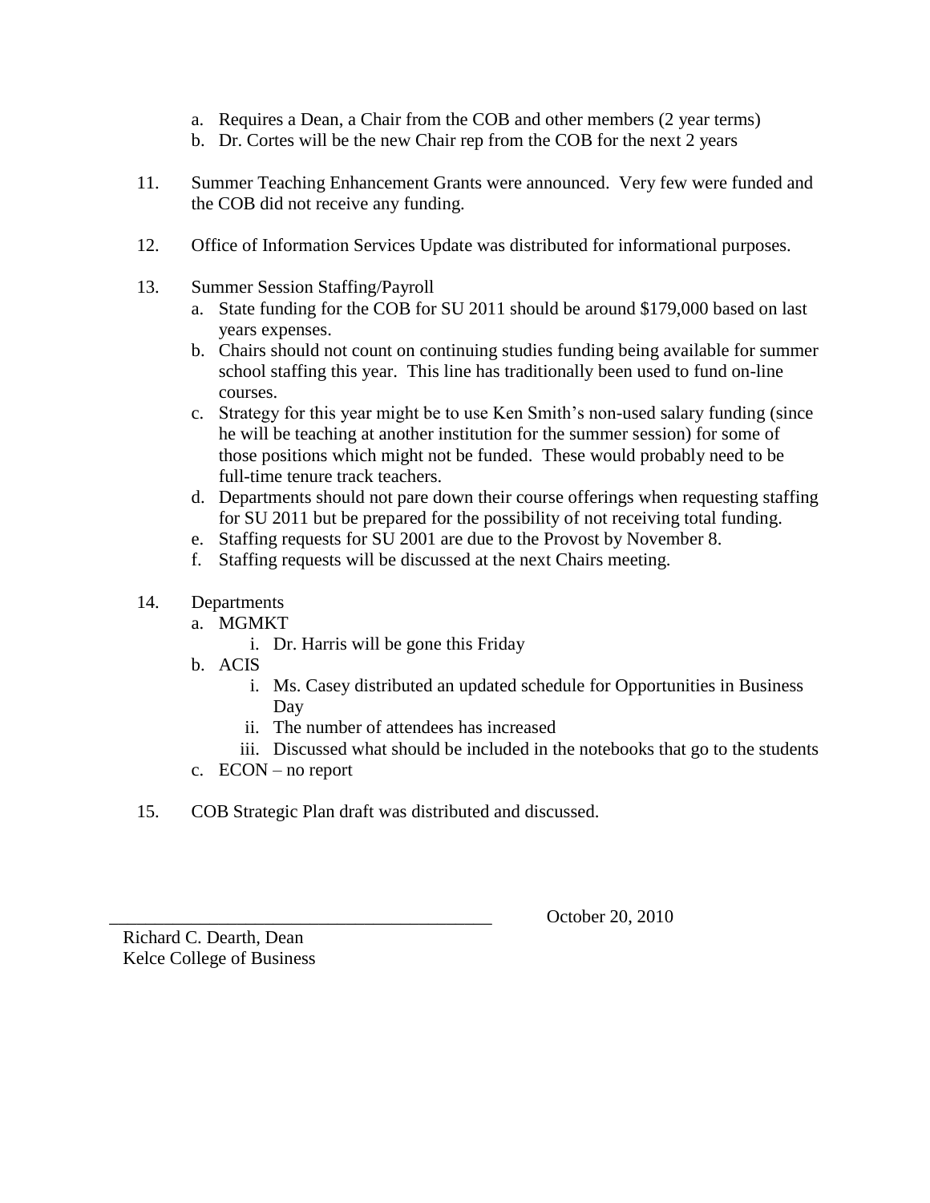a. Requires a Dean, a Chair from the COB and other members (2 year terms)
   b. Dr. Cortes will be the new Chair rep from the COB for the next 2 years

11. Summer Teaching Enhancement Grants were announced. Very few were funded and the COB did not receive any funding.

12. Office of Information Services Update was distributed for informational purposes.

13. Summer Session Staffing/Payroll
    a. State funding for the COB for SU 2011 should be around $179,000 based on last years expenses.
    b. Chairs should not count on continuing studies funding being available for summer school staffing this year. This line has traditionally been used to fund on-line courses.
    c. Strategy for this year might be to use Ken Smith's non-used salary funding (since he will be teaching at another institution for the summer session) for some of those positions which might not be funded. These would probably need to be full-time tenure track teachers.
    d. Departments should not pare down their course offerings when requesting staffing for SU 2011 but be prepared for the possibility of not receiving total funding.
    e. Staffing requests for SU 2001 are due to the Provost by November 8.
    f. Staffing requests will be discussed at the next Chairs meeting.

14. Departments
    a. MGMKT
       i. Dr. Harris will be gone this Friday
    b. ACIS
       i. Ms. Casey distributed an updated schedule for Opportunities in Business Day
       ii. The number of attendees has increased
       iii. Discussed what should be included in the notebooks that go to the students
    c. ECON – no report

15. COB Strategic Plan draft was distributed and discussed.

\_\_\_\_\_\_\_\_\_\_\_\_\_\_\_\_\_\_\_\_\_\_\_\_\_\_\_\_\_\_\_\_\_\_\_\_\_\_\_\_\_ October 20, 2010

Richard C. Dearth, Dean
Kelce College of Business